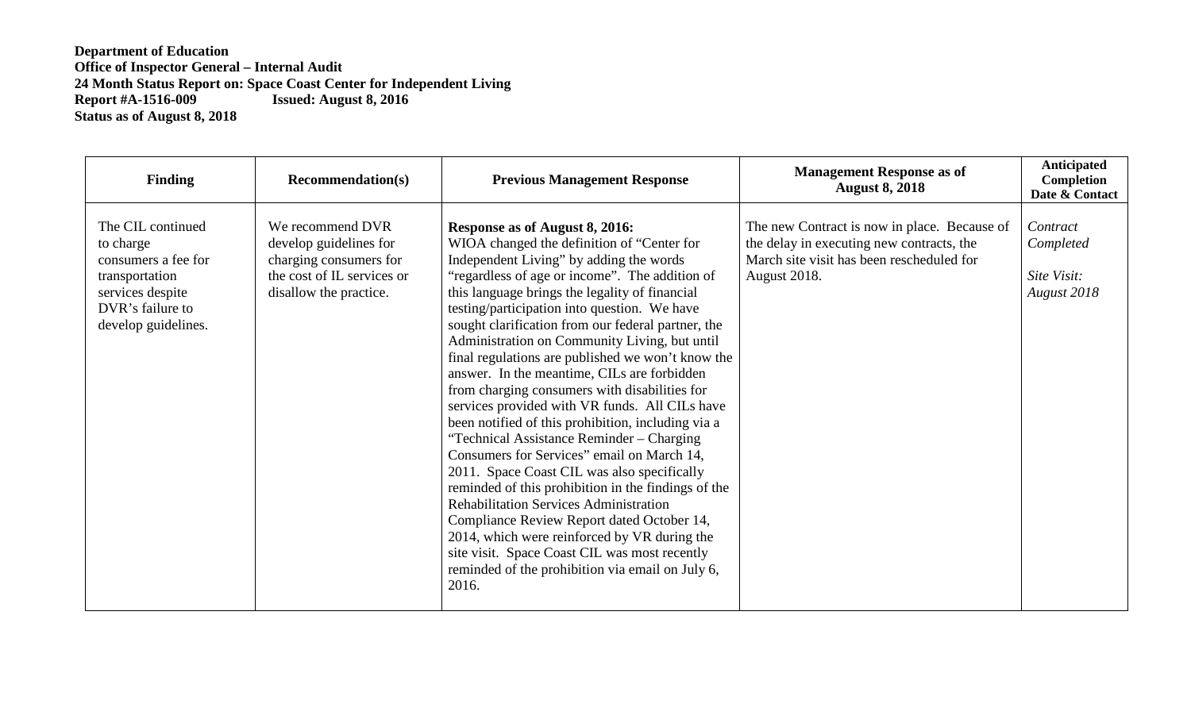**Department of Education**
**Office of Inspector General – Internal Audit**
**24 Month Status Report on: Space Coast Center for Independent Living**
**Report #A-1516-009 Issued: August 8, 2016**
**Status as of August 8, 2018**

| Finding | Recommendation(s) | Previous Management Response | Management Response as of August 8, 2018 | Anticipated Completion Date & Contact |
|---|---|---|---|---|
| The CIL continued to charge consumers a fee for transportation services despite DVR's failure to develop guidelines. | We recommend DVR develop guidelines for charging consumers for the cost of IL services or disallow the practice. | **Response as of August 8, 2016:** WIOA changed the definition of "Center for Independent Living" by adding the words "regardless of age or income". The addition of this language brings the legality of financial testing/participation into question. We have sought clarification from our federal partner, the Administration on Community Living, but until final regulations are published we won't know the answer. In the meantime, CILs are forbidden from charging consumers with disabilities for services provided with VR funds. All CILs have been notified of this prohibition, including via a "Technical Assistance Reminder – Charging Consumers for Services" email on March 14, 2011. Space Coast CIL was also specifically reminded of this prohibition in the findings of the Rehabilitation Services Administration Compliance Review Report dated October 14, 2014, which were reinforced by VR during the site visit. Space Coast CIL was most recently reminded of the prohibition via email on July 6, 2016. | The new Contract is now in place. Because of the delay in executing new contracts, the March site visit has been rescheduled for August 2018. | *Contract Completed*<br><br>*Site Visit: August 2018* |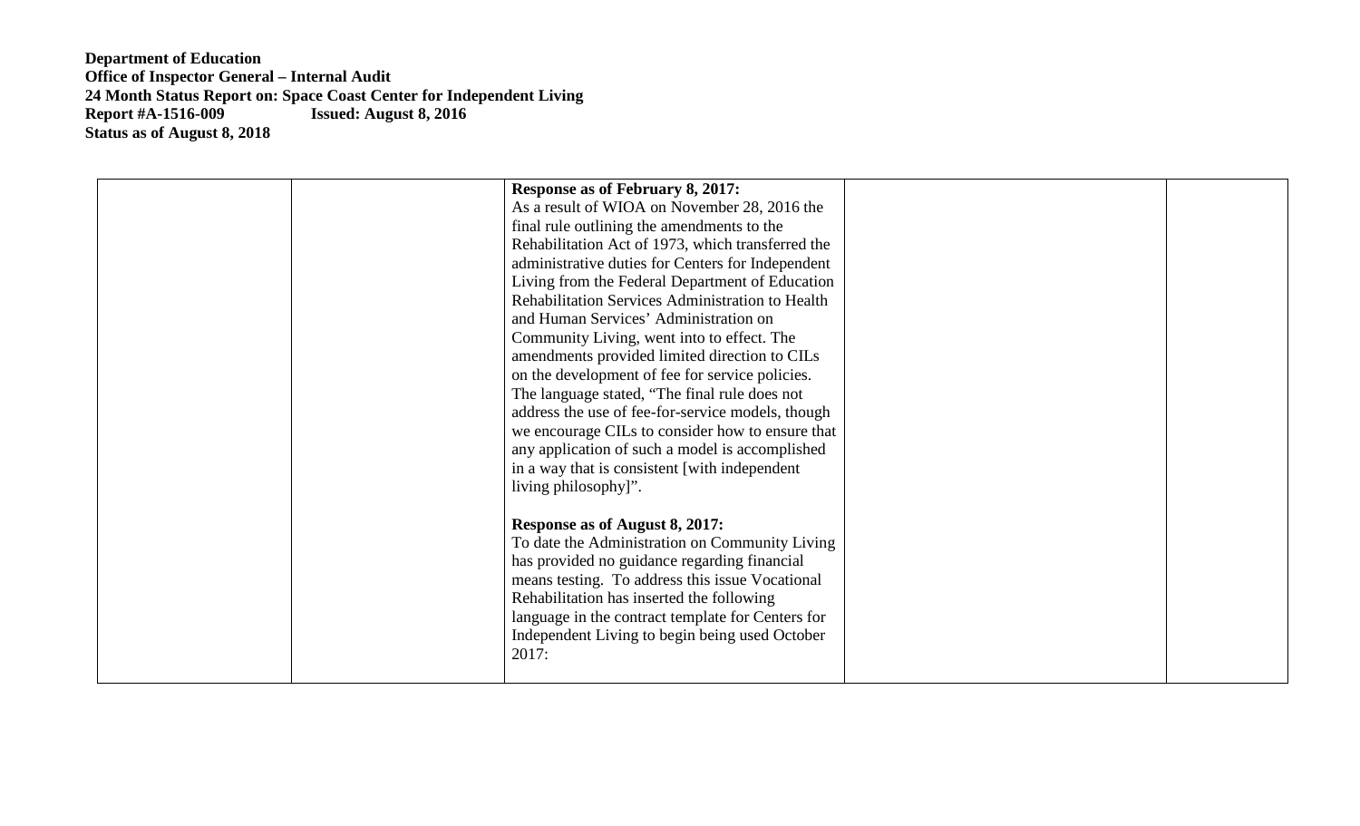| | | | | |
|---|---|---|---|---|
| | | **Response as of February 8, 2017:**<br>As a result of WIOA on November 28, 2016 the final rule outlining the amendments to the Rehabilitation Act of 1973, which transferred the administrative duties for Centers for Independent Living from the Federal Department of Education Rehabilitation Services Administration to Health and Human Services' Administration on Community Living, went into to effect. The amendments provided limited direction to CILs on the development of fee for service policies. The language stated, "The final rule does not address the use of fee-for-service models, though we encourage CILs to consider how to ensure that any application of such a model is accomplished in a way that is consistent [with independent living philosophy]".<br><br>**Response as of August 8, 2017:**<br>To date the Administration on Community Living has provided no guidance regarding financial means testing. To address this issue Vocational Rehabilitation has inserted the following language in the contract template for Centers for Independent Living to begin being used October 2017: | | |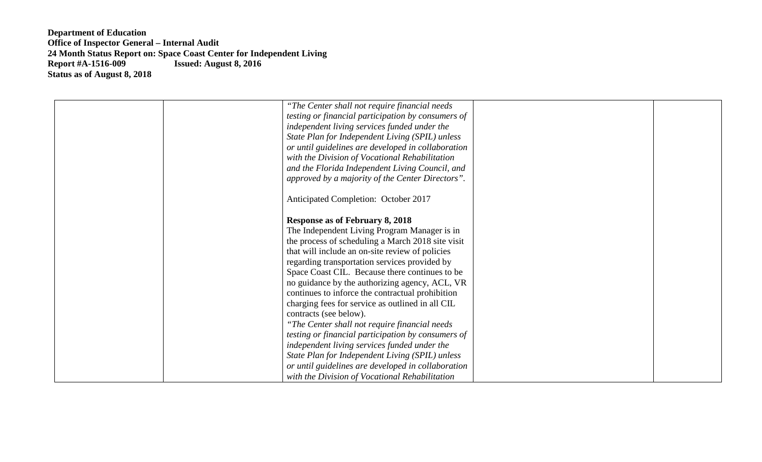**Department of Education**
**Office of Inspector General – Internal Audit**
**24 Month Status Report on: Space Coast Center for Independent Living**
**Report #A-1516-009 Issued: August 8, 2016**
**Status as of August 8, 2018**

| | | | | |
|---|---|---|---|---|
| | | *"The Center shall not require financial needs testing or financial participation by consumers of independent living services funded under the State Plan for Independent Living (SPIL) unless or until guidelines are developed in collaboration with the Division of Vocational Rehabilitation and the Florida Independent Living Council, and approved by a majority of the Center Directors".*<br><br>Anticipated Completion: October 2017<br><br>**Response as of February 8, 2018**<br>The Independent Living Program Manager is in the process of scheduling a March 2018 site visit that will include an on-site review of policies regarding transportation services provided by Space Coast CIL. Because there continues to be no guidance by the authorizing agency, ACL, VR continues to inforce the contractual prohibition charging fees for service as outlined in all CIL contracts (see below).<br>*"The Center shall not require financial needs testing or financial participation by consumers of independent living services funded under the State Plan for Independent Living (SPIL) unless or until guidelines are developed in collaboration with the Division of Vocational Rehabilitation* | | |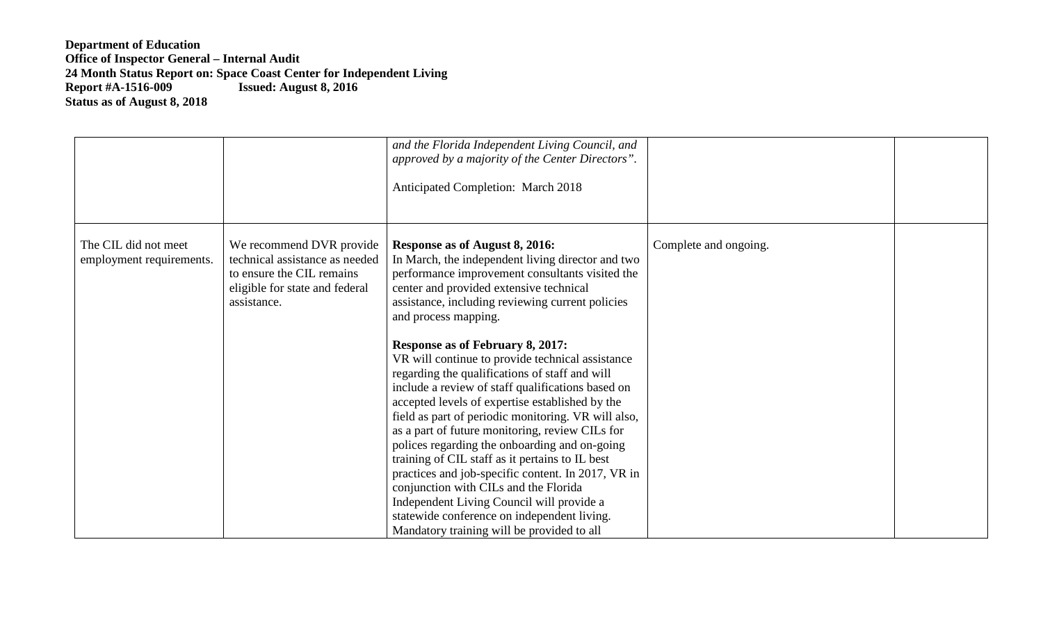**Department of Education**
**Office of Inspector General – Internal Audit**
**24 Month Status Report on: Space Coast Center for Independent Living**
**Report #A-1516-009 Issued: August 8, 2016**
**Status as of August 8, 2018**

| | | | | |
|---|---|---|---|---|
| | | *and the Florida Independent Living Council, and approved by a majority of the Center Directors".*<br><br>Anticipated Completion: March 2018 | | |
| The CIL did not meet employment requirements. | We recommend DVR provide technical assistance as needed to ensure the CIL remains eligible for state and federal assistance. | **Response as of August 8, 2016:**<br>In March, the independent living director and two performance improvement consultants visited the center and provided extensive technical assistance, including reviewing current policies and process mapping.<br><br>**Response as of February 8, 2017:**<br>VR will continue to provide technical assistance regarding the qualifications of staff and will include a review of staff qualifications based on accepted levels of expertise established by the field as part of periodic monitoring. VR will also, as a part of future monitoring, review CILs for polices regarding the onboarding and on-going training of CIL staff as it pertains to IL best practices and job-specific content. In 2017, VR in conjunction with CILs and the Florida Independent Living Council will provide a statewide conference on independent living. Mandatory training will be provided to all | Complete and ongoing. | |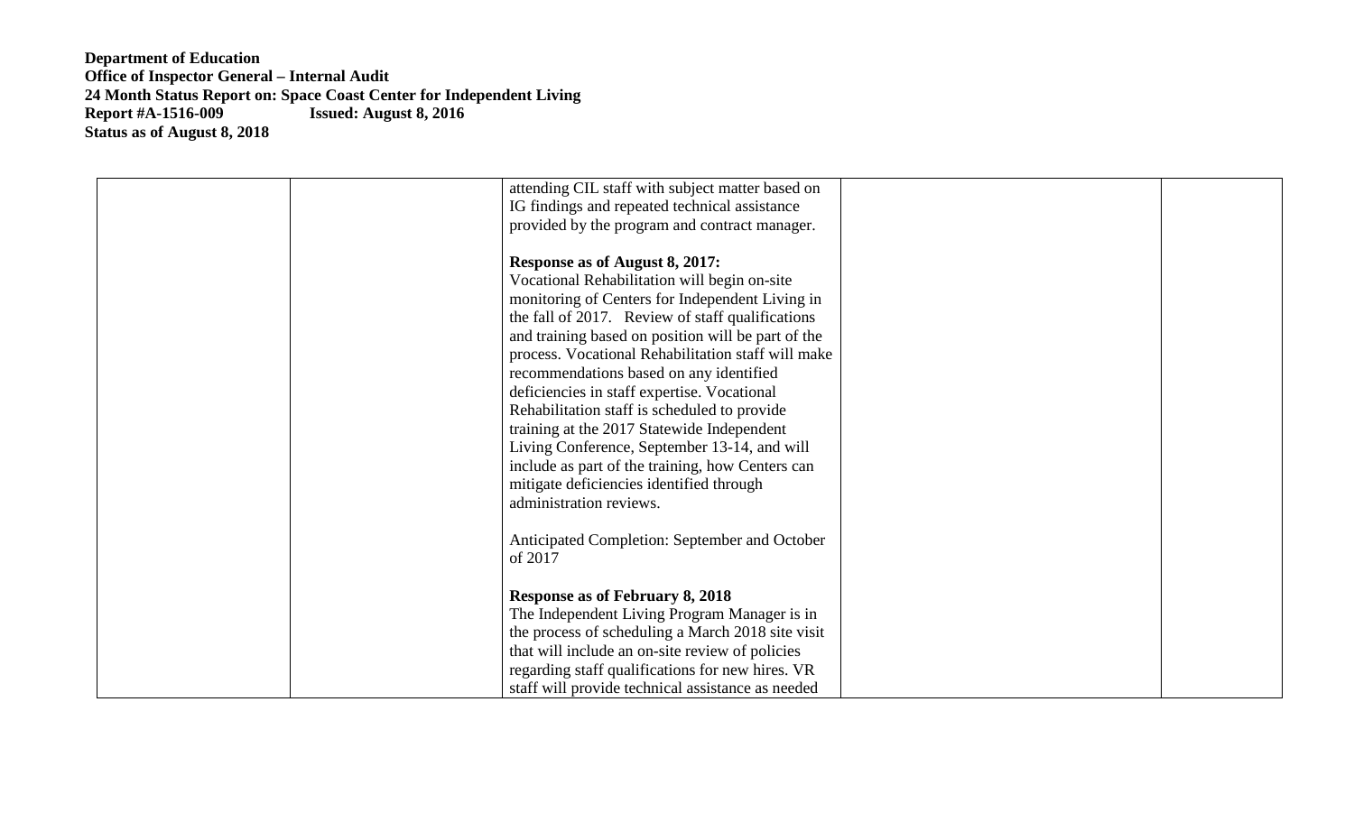| | | attending CIL staff with subject matter based on IG findings and repeated technical assistance provided by the program and contract manager.<br><br>**Response as of August 8, 2017:**<br>Vocational Rehabilitation will begin on-site monitoring of Centers for Independent Living in the fall of 2017. Review of staff qualifications and training based on position will be part of the process. Vocational Rehabilitation staff will make recommendations based on any identified deficiencies in staff expertise. Vocational Rehabilitation staff is scheduled to provide training at the 2017 Statewide Independent Living Conference, September 13-14, and will include as part of the training, how Centers can mitigate deficiencies identified through administration reviews.<br><br>Anticipated Completion: September and October of 2017<br><br>**Response as of February 8, 2018**<br>The Independent Living Program Manager is in the process of scheduling a March 2018 site visit that will include an on-site review of policies regarding staff qualifications for new hires. VR staff will provide technical assistance as needed | | |
|---|---|---|---|---|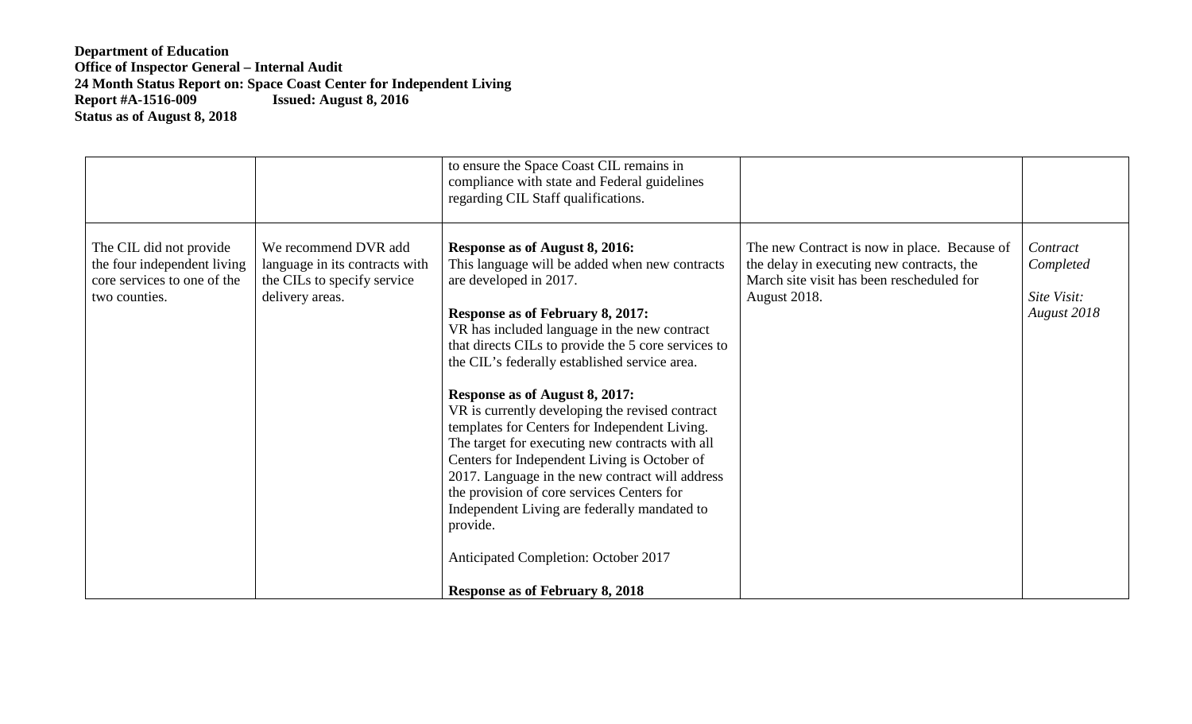**Department of Education**
**Office of Inspector General – Internal Audit**
**24 Month Status Report on: Space Coast Center for Independent Living**
**Report #A-1516-009 Issued: August 8, 2016**
**Status as of August 8, 2018**

| | | | | |
|---|---|---|---|---|
| | | to ensure the Space Coast CIL remains in compliance with state and Federal guidelines regarding CIL Staff qualifications. | | |
| The CIL did not provide the four independent living core services to one of the two counties. | We recommend DVR add language in its contracts with the CILs to specify service delivery areas. | **Response as of August 8, 2016:**<br>This language will be added when new contracts are developed in 2017.<br><br>**Response as of February 8, 2017:**<br>VR has included language in the new contract that directs CILs to provide the 5 core services to the CIL's federally established service area.<br><br>**Response as of August 8, 2017:**<br>VR is currently developing the revised contract templates for Centers for Independent Living. The target for executing new contracts with all Centers for Independent Living is October of 2017. Language in the new contract will address the provision of core services Centers for Independent Living are federally mandated to provide.<br><br>Anticipated Completion: October 2017<br><br>**Response as of February 8, 2018** | The new Contract is now in place. Because of the delay in executing new contracts, the March site visit has been rescheduled for August 2018. | *Contract Completed*<br><br>*Site Visit: August 2018* |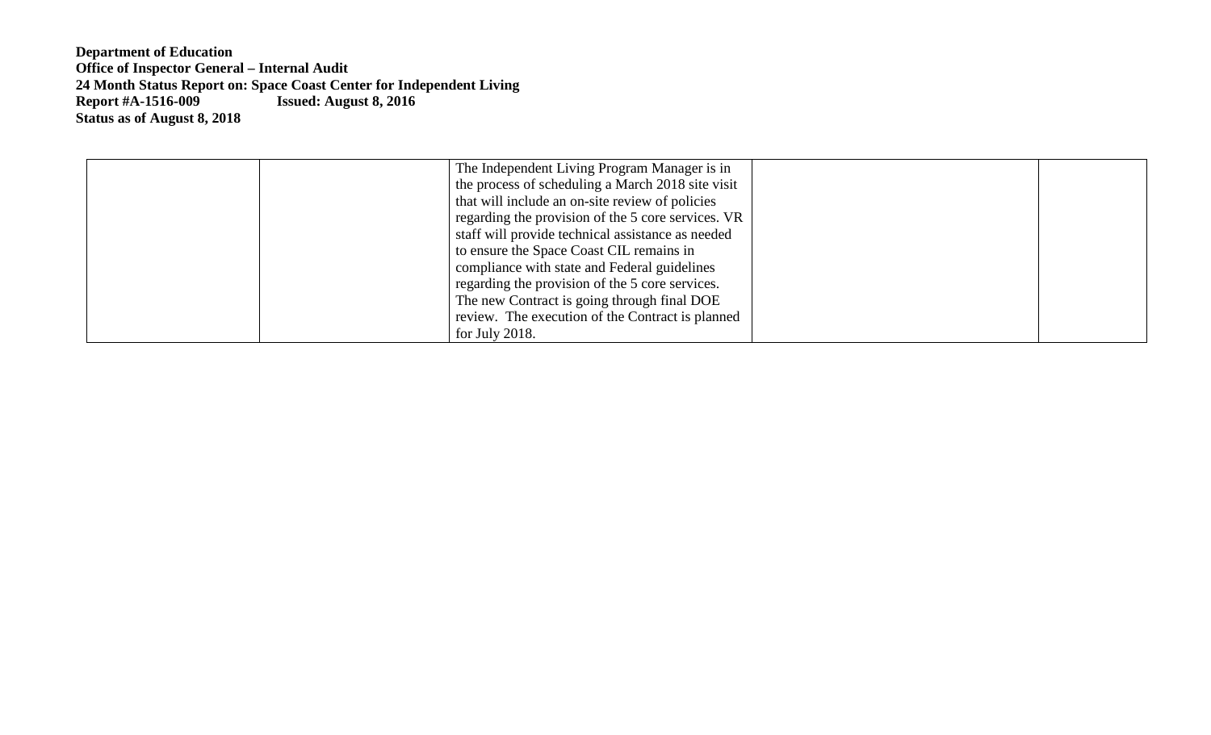**Department of Education**
**Office of Inspector General – Internal Audit**
**24 Month Status Report on: Space Coast Center for Independent Living**
**Report #A-1516-009 Issued: August 8, 2016**
**Status as of August 8, 2018**

| | | | | |
|---|---|---|---|---|
| | | The Independent Living Program Manager is in the process of scheduling a March 2018 site visit that will include an on-site review of policies regarding the provision of the 5 core services. VR staff will provide technical assistance as needed to ensure the Space Coast CIL remains in compliance with state and Federal guidelines regarding the provision of the 5 core services. The new Contract is going through final DOE review. The execution of the Contract is planned for July 2018. | | |